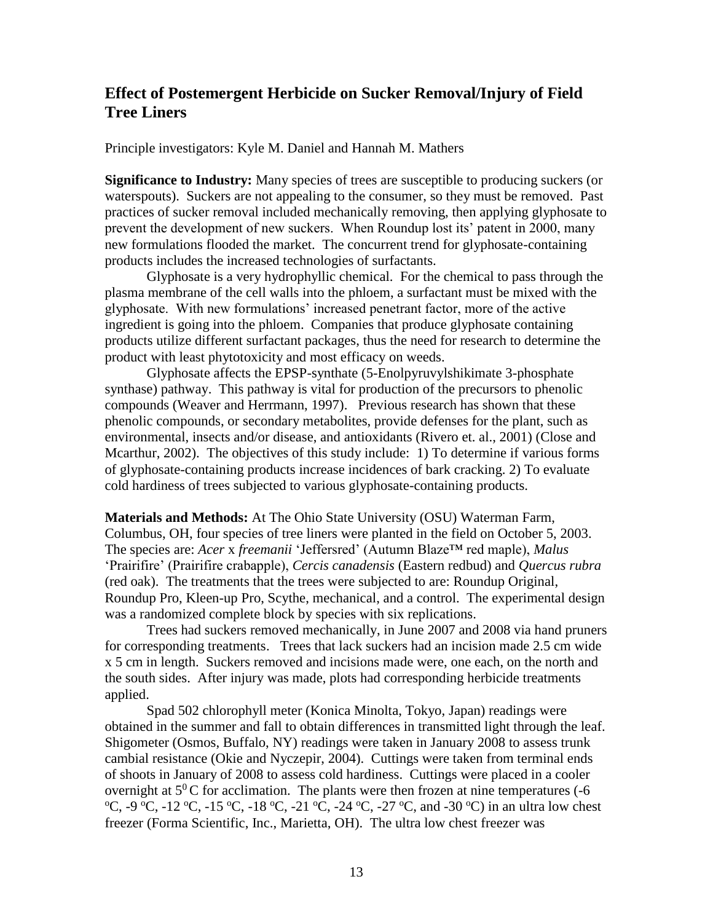## Effect of Postemergent Herbicide on Sucker Removal/Injury of Field Tree Liners

Principle investigators: Kyle M. Daniel and Hannah M. Mathers

**Significance to Industry:** Many species of trees are susceptible to producing suckers (or waterspouts). Suckers are not appealing to the consumer, so they must be removed. Past practices of sucker removal included mechanically removing, then applying glyphosate to prevent the development of new suckers. When Roundup lost its' patent in 2000, many new formulations flooded the market. The concurrent trend for glyphosate-containing products includes the increased technologies of surfactants.

Glyphosate is a very hydrophyllic chemical. For the chemical to pass through the plasma membrane of the cell walls into the phloem, a surfactant must be mixed with the glyphosate. With new formulations' increased penetrant factor, more of the active ingredient is going into the phloem. Companies that produce glyphosate containing products utilize different surfactant packages, thus the need for research to determine the product with least phytotoxicity and most efficacy on weeds.

Glyphosate affects the EPSP-synthate (5-Enolpyruvylshikimate 3-phosphate synthase) pathway. This pathway is vital for production of the precursors to phenolic compounds (Weaver and Herrmann, 1997). Previous research has shown that these phenolic compounds, or secondary metabolites, provide defenses for the plant, such as environmental, insects and/or disease, and antioxidants (Rivero et. al., 2001) (Close and Mcarthur, 2002). The objectives of this study include: 1) To determine if various forms of glyphosate-containing products increase incidences of bark cracking. 2) To evaluate cold hardiness of trees subjected to various glyphosate-containing products.

**Materials and Methods:** At The Ohio State University (OSU) Waterman Farm, Columbus, OH, four species of tree liners were planted in the field on October 5, 2003. The species are: *Acer* x *freemanii* 'Jeffersred' (Autumn Blaze™ red maple), *Malus* 'Prairifire' (Prairifire crabapple), *Cercis canadensis* (Eastern redbud) and *Quercus rubra* (red oak). The treatments that the trees were subjected to are: Roundup Original, Roundup Pro, Kleen-up Pro, Scythe, mechanical, and a control. The experimental design was a randomized complete block by species with six replications.

Trees had suckers removed mechanically, in June 2007 and 2008 via hand pruners for corresponding treatments. Trees that lack suckers had an incision made 2.5 cm wide x 5 cm in length. Suckers removed and incisions made were, one each, on the north and the south sides. After injury was made, plots had corresponding herbicide treatments applied.

Spad 502 chlorophyll meter (Konica Minolta, Tokyo, Japan) readings were obtained in the summer and fall to obtain differences in transmitted light through the leaf. Shigometer (Osmos, Buffalo, NY) readings were taken in January 2008 to assess trunk cambial resistance (Okie and Nyczepir, 2004). Cuttings were taken from terminal ends of shoots in January of 2008 to assess cold hardiness. Cuttings were placed in a cooler overnight at $5^{0}$ C for acclimation. The plants were then frozen at nine temperatures (-6 ºC, -9 ºC, -12 ºC, -15 ºC, -18 ºC, -21 ºC, -24 ºC, -27 ºC, and -30 ºC) in an ultra low chest freezer (Forma Scientific, Inc., Marietta, OH). The ultra low chest freezer was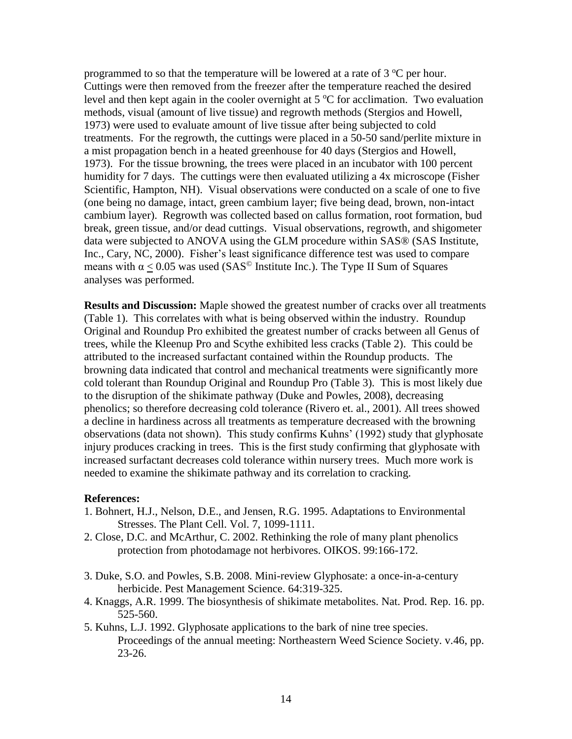programmed to so that the temperature will be lowered at a rate of 3 °C per hour. Cuttings were then removed from the freezer after the temperature reached the desired level and then kept again in the cooler overnight at 5 °C for acclimation. Two evaluation methods, visual (amount of live tissue) and regrowth methods (Stergios and Howell, 1973) were used to evaluate amount of live tissue after being subjected to cold treatments. For the regrowth, the cuttings were placed in a 50-50 sand/perlite mixture in a mist propagation bench in a heated greenhouse for 40 days (Stergios and Howell, 1973). For the tissue browning, the trees were placed in an incubator with 100 percent humidity for 7 days. The cuttings were then evaluated utilizing a 4x microscope (Fisher Scientific, Hampton, NH). Visual observations were conducted on a scale of one to five (one being no damage, intact, green cambium layer; five being dead, brown, non-intact cambium layer). Regrowth was collected based on callus formation, root formation, bud break, green tissue, and/or dead cuttings. Visual observations, regrowth, and shigometer data were subjected to ANOVA using the GLM procedure within SAS® (SAS Institute, Inc., Cary, NC, 2000). Fisher's least significance difference test was used to compare means with $\alpha \leq 0.05$ was used (SAS© Institute Inc.). The Type II Sum of Squares analyses was performed.

**Results and Discussion:** Maple showed the greatest number of cracks over all treatments (Table 1). This correlates with what is being observed within the industry. Roundup Original and Roundup Pro exhibited the greatest number of cracks between all Genus of trees, while the Kleenup Pro and Scythe exhibited less cracks (Table 2). This could be attributed to the increased surfactant contained within the Roundup products. The browning data indicated that control and mechanical treatments were significantly more cold tolerant than Roundup Original and Roundup Pro (Table 3). This is most likely due to the disruption of the shikimate pathway (Duke and Powles, 2008), decreasing phenolics; so therefore decreasing cold tolerance (Rivero et. al., 2001). All trees showed a decline in hardiness across all treatments as temperature decreased with the browning observations (data not shown). This study confirms Kuhns' (1992) study that glyphosate injury produces cracking in trees. This is the first study confirming that glyphosate with increased surfactant decreases cold tolerance within nursery trees. Much more work is needed to examine the shikimate pathway and its correlation to cracking.

**References:**

1. Bohnert, H.J., Nelson, D.E., and Jensen, R.G. 1995. Adaptations to Environmental Stresses. The Plant Cell. Vol. 7, 1099-1111.
2. Close, D.C. and McArthur, C. 2002. Rethinking the role of many plant phenolics protection from photodamage not herbivores. OIKOS. 99:166-172.
3. Duke, S.O. and Powles, S.B. 2008. Mini-review Glyphosate: a once-in-a-century herbicide. Pest Management Science. 64:319-325.
4. Knaggs, A.R. 1999. The biosynthesis of shikimate metabolites. Nat. Prod. Rep. 16. pp. 525-560.
5. Kuhns, L.J. 1992. Glyphosate applications to the bark of nine tree species. Proceedings of the annual meeting: Northeastern Weed Science Society. v.46, pp. 23-26.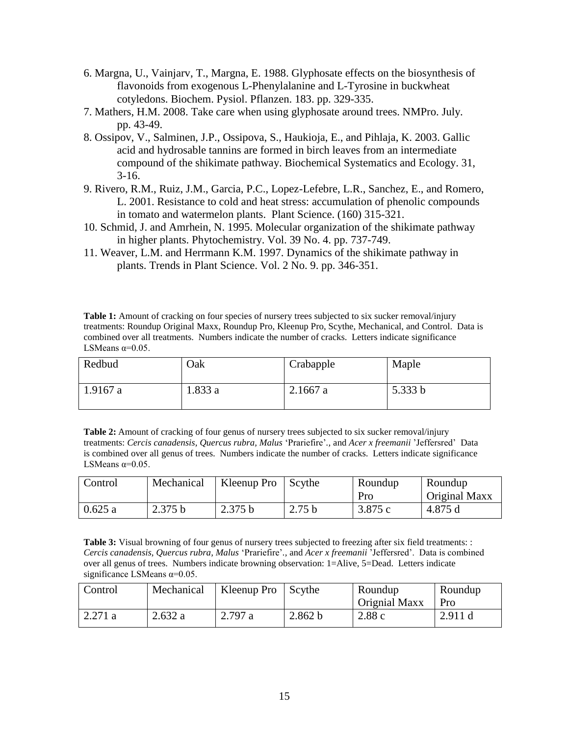6. Margna, U., Vainjarv, T., Margna, E. 1988. Glyphosate effects on the biosynthesis of flavonoids from exogenous L-Phenylalanine and L-Tyrosine in buckwheat cotyledons. Biochem. Pysiol. Pflanzen. 183. pp. 329-335.
7. Mathers, H.M. 2008. Take care when using glyphosate around trees. NMPro. July. pp. 43-49.
8. Ossipov, V., Salminen, J.P., Ossipova, S., Haukioja, E., and Pihlaja, K. 2003. Gallic acid and hydrosable tannins are formed in birch leaves from an intermediate compound of the shikimate pathway. Biochemical Systematics and Ecology. 31, 3-16.
9. Rivero, R.M., Ruiz, J.M., Garcia, P.C., Lopez-Lefebre, L.R., Sanchez, E., and Romero, L. 2001. Resistance to cold and heat stress: accumulation of phenolic compounds in tomato and watermelon plants. Plant Science. (160) 315-321.
10. Schmid, J. and Amrhein, N. 1995. Molecular organization of the shikimate pathway in higher plants. Phytochemistry. Vol. 39 No. 4. pp. 737-749.
11. Weaver, L.M. and Herrmann K.M. 1997. Dynamics of the shikimate pathway in plants. Trends in Plant Science. Vol. 2 No. 9. pp. 346-351.

**Table 1:** Amount of cracking on four species of nursery trees subjected to six sucker removal/injury treatments: Roundup Original Maxx, Roundup Pro, Kleenup Pro, Scythe, Mechanical, and Control. Data is combined over all treatments. Numbers indicate the number of cracks. Letters indicate significance LSMeans α=0.05.

| Redbud | Oak | Crabapple | Maple |
|---|---|---|---|
| 1.9167 a | 1.833 a | 2.1667 a | 5.333 b |

**Table 2:** Amount of cracking of four genus of nursery trees subjected to six sucker removal/injury treatments: *Cercis canadensis, Quercus rubra, Malus* 'Prariefire'., and *Acer x freemanii* 'Jeffersred' Data is combined over all genus of trees. Numbers indicate the number of cracks. Letters indicate significance LSMeans α=0.05.

| Control | Mechanical | Kleenup Pro | Scythe | Roundup Pro | Roundup Original Maxx |
|---|---|---|---|---|---|
| 0.625 a | 2.375 b | 2.375 b | 2.75 b | 3.875 c | 4.875 d |

**Table 3:** Visual browning of four genus of nursery trees subjected to freezing after six field treatments: : *Cercis canadensis, Quercus rubra, Malus* 'Prariefire'., and *Acer x freemanii* 'Jeffersred'. Data is combined over all genus of trees. Numbers indicate browning observation: 1=Alive, 5=Dead. Letters indicate significance LSMeans α=0.05.

| Control | Mechanical | Kleenup Pro | Scythe | Roundup Orignial Maxx | Roundup Pro |
|---|---|---|---|---|---|
| 2.271 a | 2.632 a | 2.797 a | 2.862 b | 2.88 c | 2.911 d |